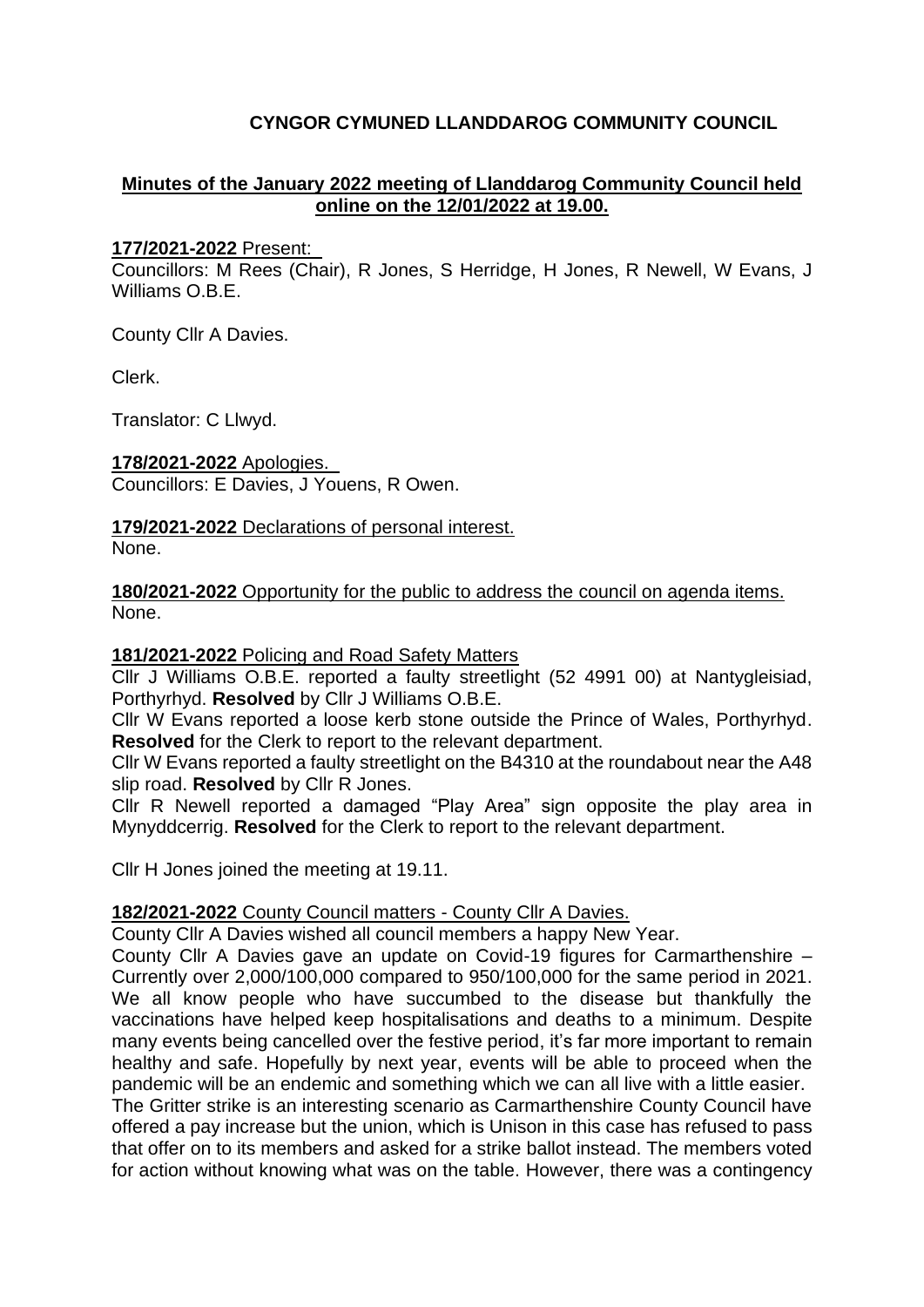# CYNGOR CYMUNED LLANDDAROG COMMUNITY COUNCIL

## Minutes of the January 2022 meeting of Llanddarog Community Council held online on the 12/01/2022 at 19.00.

**177/2021-2022** Present:

Councillors: M Rees (Chair), R Jones, S Herridge, H Jones, R Newell, W Evans, J Williams O.B.E.

County Cllr A Davies.

Clerk.

Translator: C Llwyd.

**178/2021-2022** Apologies.

Councillors: E Davies, J Youens, R Owen.

**179/2021-2022** Declarations of personal interest.

None.

**180/2021-2022** Opportunity for the public to address the council on agenda items.

None.

**181/2021-2022** Policing and Road Safety Matters

Cllr J Williams O.B.E. reported a faulty streetlight (52 4991 00) at Nantygleisiad, Porthyrhyd. **Resolved** by Cllr J Williams O.B.E.

Cllr W Evans reported a loose kerb stone outside the Prince of Wales, Porthyrhyd. **Resolved** for the Clerk to report to the relevant department.

Cllr W Evans reported a faulty streetlight on the B4310 at the roundabout near the A48 slip road. **Resolved** by Cllr R Jones.

Cllr R Newell reported a damaged "Play Area" sign opposite the play area in Mynyddcerrig. **Resolved** for the Clerk to report to the relevant department.

Cllr H Jones joined the meeting at 19.11.

**182/2021-2022** County Council matters - County Cllr A Davies.

County Cllr A Davies wished all council members a happy New Year.

County Cllr A Davies gave an update on Covid-19 figures for Carmarthenshire – Currently over 2,000/100,000 compared to 950/100,000 for the same period in 2021. We all know people who have succumbed to the disease but thankfully the vaccinations have helped keep hospitalisations and deaths to a minimum. Despite many events being cancelled over the festive period, it's far more important to remain healthy and safe. Hopefully by next year, events will be able to proceed when the pandemic will be an endemic and something which we can all live with a little easier.

The Gritter strike is an interesting scenario as Carmarthenshire County Council have offered a pay increase but the union, which is Unison in this case has refused to pass that offer on to its members and asked for a strike ballot instead. The members voted for action without knowing what was on the table. However, there was a contingency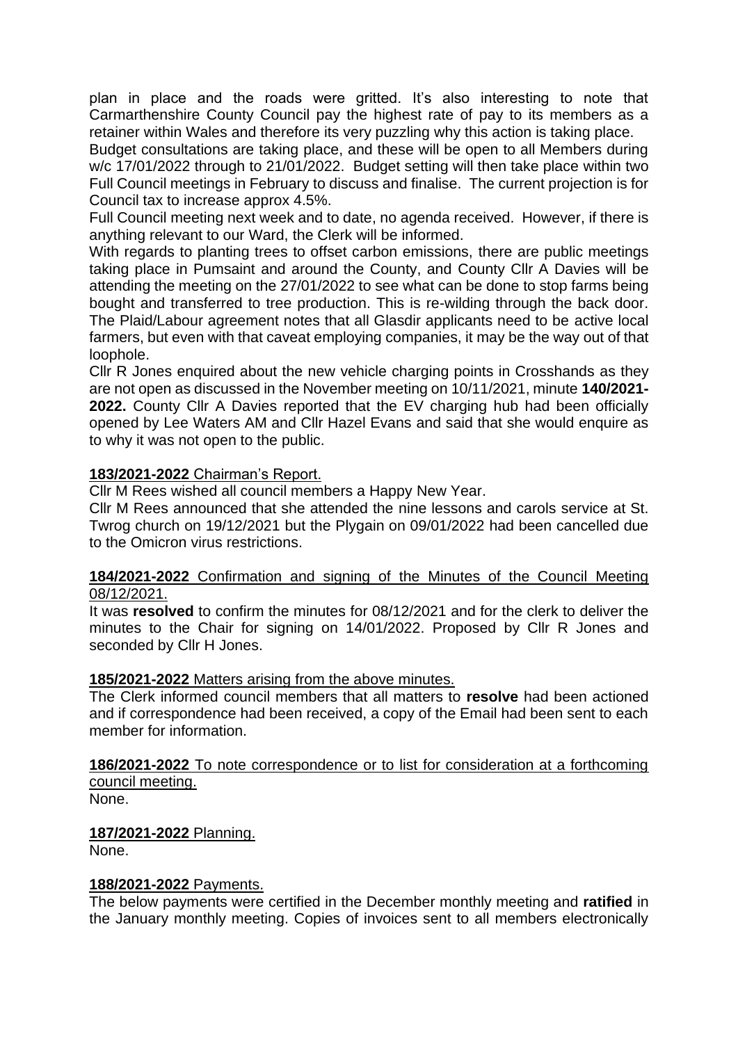plan in place and the roads were gritted. It's also interesting to note that Carmarthenshire County Council pay the highest rate of pay to its members as a retainer within Wales and therefore its very puzzling why this action is taking place.

Budget consultations are taking place, and these will be open to all Members during w/c 17/01/2022 through to 21/01/2022. Budget setting will then take place within two Full Council meetings in February to discuss and finalise. The current projection is for Council tax to increase approx 4.5%.

Full Council meeting next week and to date, no agenda received. However, if there is anything relevant to our Ward, the Clerk will be informed.

With regards to planting trees to offset carbon emissions, there are public meetings taking place in Pumsaint and around the County, and County Cllr A Davies will be attending the meeting on the 27/01/2022 to see what can be done to stop farms being bought and transferred to tree production. This is re-wilding through the back door. The Plaid/Labour agreement notes that all Glasdir applicants need to be active local farmers, but even with that caveat employing companies, it may be the way out of that loophole.

Cllr R Jones enquired about the new vehicle charging points in Crosshands as they are not open as discussed in the November meeting on 10/11/2021, minute **140/2021-2022.** County Cllr A Davies reported that the EV charging hub had been officially opened by Lee Waters AM and Cllr Hazel Evans and said that she would enquire as to why it was not open to the public.

**183/2021-2022** Chairman's Report.

Cllr M Rees wished all council members a Happy New Year.

Cllr M Rees announced that she attended the nine lessons and carols service at St. Twrog church on 19/12/2021 but the Plygain on 09/01/2022 had been cancelled due to the Omicron virus restrictions.

**184/2021-2022** Confirmation and signing of the Minutes of the Council Meeting 08/12/2021.

It was **resolved** to confirm the minutes for 08/12/2021 and for the clerk to deliver the minutes to the Chair for signing on 14/01/2022. Proposed by Cllr R Jones and seconded by Cllr H Jones.

**185/2021-2022** Matters arising from the above minutes.

The Clerk informed council members that all matters to **resolve** had been actioned and if correspondence had been received, a copy of the Email had been sent to each member for information.

**186/2021-2022** To note correspondence or to list for consideration at a forthcoming council meeting.

None.

**187/2021-2022** Planning.

None.

**188/2021-2022** Payments.

The below payments were certified in the December monthly meeting and **ratified** in the January monthly meeting. Copies of invoices sent to all members electronically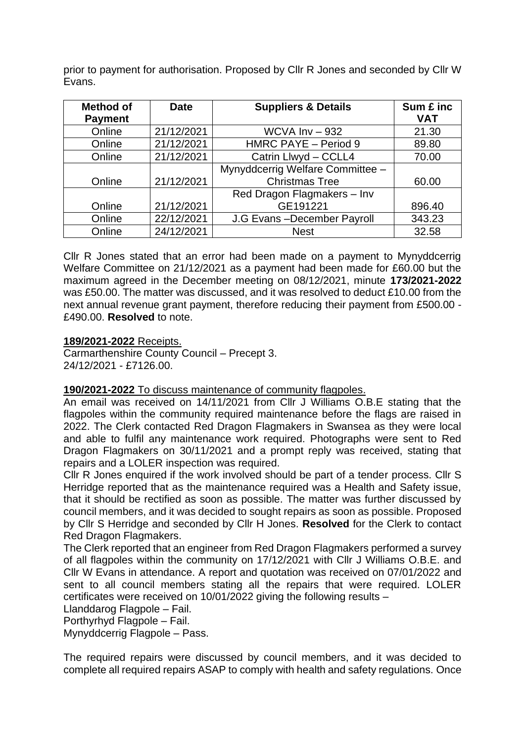prior to payment for authorisation. Proposed by Cllr R Jones and seconded by Cllr W Evans.

| Method of Payment | Date | Suppliers & Details | Sum £ inc VAT |
|---|---|---|---|
| Online | 21/12/2021 | WCVA Inv – 932 | 21.30 |
| Online | 21/12/2021 | HMRC PAYE – Period 9 | 89.80 |
| Online | 21/12/2021 | Catrin Llwyd – CCLL4 | 70.00 |
| Online | 21/12/2021 | Mynyddcerrig Welfare Committee – Christmas Tree | 60.00 |
| Online | 21/12/2021 | Red Dragon Flagmakers – Inv GE191221 | 896.40 |
| Online | 22/12/2021 | J.G Evans –December Payroll | 343.23 |
| Online | 24/12/2021 | Nest | 32.58 |

Cllr R Jones stated that an error had been made on a payment to Mynyddcerrig Welfare Committee on 21/12/2021 as a payment had been made for £60.00 but the maximum agreed in the December meeting on 08/12/2021, minute **173/2021-2022** was £50.00. The matter was discussed, and it was resolved to deduct £10.00 from the next annual revenue grant payment, therefore reducing their payment from £500.00 - £490.00. **Resolved** to note.

<u>**189/2021-2022** Receipts.</u>
Carmarthenshire County Council – Precept 3.
24/12/2021 - £7126.00.

<u>**190/2021-2022** To discuss maintenance of community flagpoles.</u>
An email was received on 14/11/2021 from Cllr J Williams O.B.E stating that the flagpoles within the community required maintenance before the flags are raised in 2022. The Clerk contacted Red Dragon Flagmakers in Swansea as they were local and able to fulfil any maintenance work required. Photographs were sent to Red Dragon Flagmakers on 30/11/2021 and a prompt reply was received, stating that repairs and a LOLER inspection was required.
Cllr R Jones enquired if the work involved should be part of a tender process. Cllr S Herridge reported that as the maintenance required was a Health and Safety issue, that it should be rectified as soon as possible. The matter was further discussed by council members, and it was decided to sought repairs as soon as possible. Proposed by Cllr S Herridge and seconded by Cllr H Jones. **Resolved** for the Clerk to contact Red Dragon Flagmakers.
The Clerk reported that an engineer from Red Dragon Flagmakers performed a survey of all flagpoles within the community on 17/12/2021 with Cllr J Williams O.B.E. and Cllr W Evans in attendance. A report and quotation was received on 07/01/2022 and sent to all council members stating all the repairs that were required. LOLER certificates were received on 10/01/2022 giving the following results –
Llanddarog Flagpole – Fail.
Porthyrhyd Flagpole – Fail.
Mynyddcerrig Flagpole – Pass.

The required repairs were discussed by council members, and it was decided to complete all required repairs ASAP to comply with health and safety regulations. Once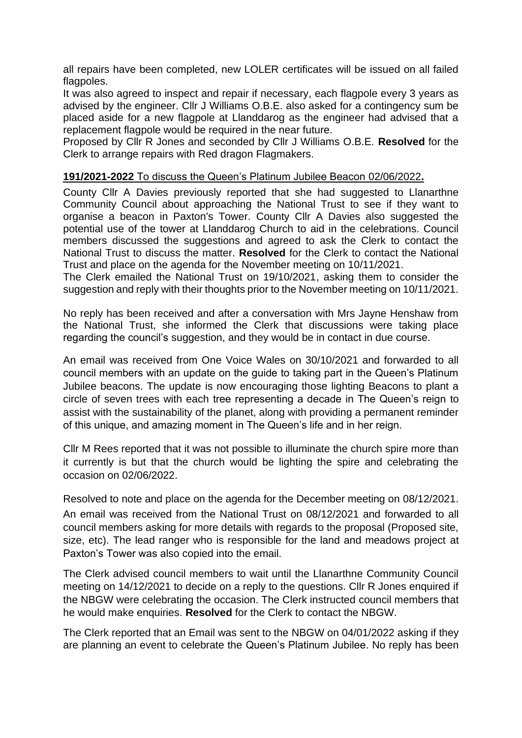all repairs have been completed, new LOLER certificates will be issued on all failed flagpoles.

It was also agreed to inspect and repair if necessary, each flagpole every 3 years as advised by the engineer. Cllr J Williams O.B.E. also asked for a contingency sum be placed aside for a new flagpole at Llanddarog as the engineer had advised that a replacement flagpole would be required in the near future.

Proposed by Cllr R Jones and seconded by Cllr J Williams O.B.E. **Resolved** for the Clerk to arrange repairs with Red dragon Flagmakers.

**191/2021-2022** To discuss the Queen's Platinum Jubilee Beacon 02/06/2022**.**

County Cllr A Davies previously reported that she had suggested to Llanarthne Community Council about approaching the National Trust to see if they want to organise a beacon in Paxton's Tower. County Cllr A Davies also suggested the potential use of the tower at Llanddarog Church to aid in the celebrations. Council members discussed the suggestions and agreed to ask the Clerk to contact the National Trust to discuss the matter. **Resolved** for the Clerk to contact the National Trust and place on the agenda for the November meeting on 10/11/2021.

The Clerk emailed the National Trust on 19/10/2021, asking them to consider the suggestion and reply with their thoughts prior to the November meeting on 10/11/2021.

No reply has been received and after a conversation with Mrs Jayne Henshaw from the National Trust, she informed the Clerk that discussions were taking place regarding the council's suggestion, and they would be in contact in due course.

An email was received from One Voice Wales on 30/10/2021 and forwarded to all council members with an update on the guide to taking part in the Queen's Platinum Jubilee beacons. The update is now encouraging those lighting Beacons to plant a circle of seven trees with each tree representing a decade in The Queen's reign to assist with the sustainability of the planet, along with providing a permanent reminder of this unique, and amazing moment in The Queen's life and in her reign.

Cllr M Rees reported that it was not possible to illuminate the church spire more than it currently is but that the church would be lighting the spire and celebrating the occasion on 02/06/2022.

Resolved to note and place on the agenda for the December meeting on 08/12/2021.

An email was received from the National Trust on 08/12/2021 and forwarded to all council members asking for more details with regards to the proposal (Proposed site, size, etc). The lead ranger who is responsible for the land and meadows project at Paxton's Tower was also copied into the email.

The Clerk advised council members to wait until the Llanarthne Community Council meeting on 14/12/2021 to decide on a reply to the questions. Cllr R Jones enquired if the NBGW were celebrating the occasion. The Clerk instructed council members that he would make enquiries. **Resolved** for the Clerk to contact the NBGW.

The Clerk reported that an Email was sent to the NBGW on 04/01/2022 asking if they are planning an event to celebrate the Queen's Platinum Jubilee. No reply has been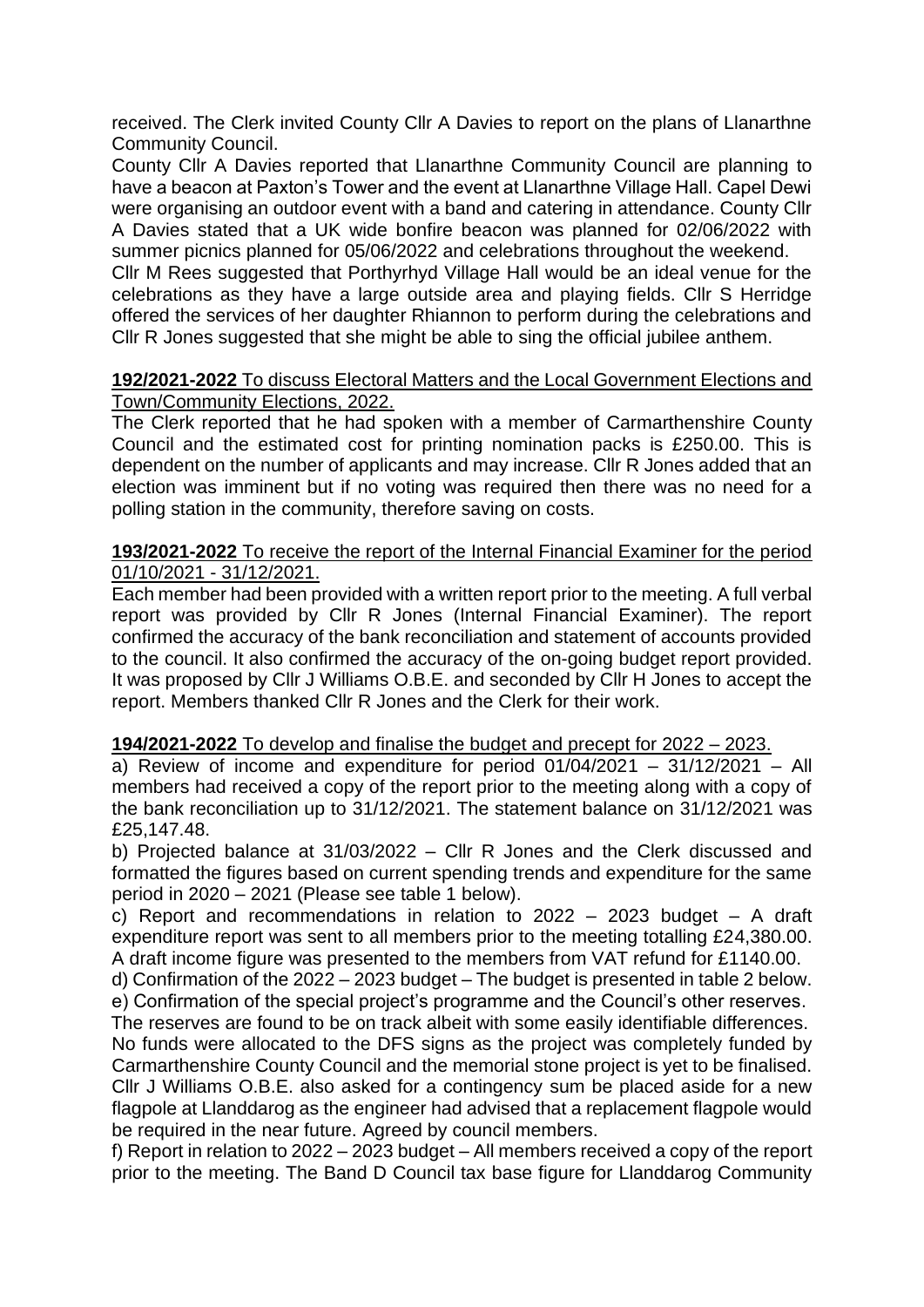received. The Clerk invited County Cllr A Davies to report on the plans of Llanarthne Community Council.

County Cllr A Davies reported that Llanarthne Community Council are planning to have a beacon at Paxton's Tower and the event at Llanarthne Village Hall. Capel Dewi were organising an outdoor event with a band and catering in attendance. County Cllr A Davies stated that a UK wide bonfire beacon was planned for 02/06/2022 with summer picnics planned for 05/06/2022 and celebrations throughout the weekend.

Cllr M Rees suggested that Porthyrhyd Village Hall would be an ideal venue for the celebrations as they have a large outside area and playing fields. Cllr S Herridge offered the services of her daughter Rhiannon to perform during the celebrations and Cllr R Jones suggested that she might be able to sing the official jubilee anthem.

**192/2021-2022** To discuss Electoral Matters and the Local Government Elections and Town/Community Elections, 2022.

The Clerk reported that he had spoken with a member of Carmarthenshire County Council and the estimated cost for printing nomination packs is £250.00. This is dependent on the number of applicants and may increase. Cllr R Jones added that an election was imminent but if no voting was required then there was no need for a polling station in the community, therefore saving on costs.

**193/2021-2022** To receive the report of the Internal Financial Examiner for the period 01/10/2021 - 31/12/2021.

Each member had been provided with a written report prior to the meeting. A full verbal report was provided by Cllr R Jones (Internal Financial Examiner). The report confirmed the accuracy of the bank reconciliation and statement of accounts provided to the council. It also confirmed the accuracy of the on-going budget report provided. It was proposed by Cllr J Williams O.B.E. and seconded by Cllr H Jones to accept the report. Members thanked Cllr R Jones and the Clerk for their work.

**194/2021-2022** To develop and finalise the budget and precept for 2022 – 2023.

a) Review of income and expenditure for period 01/04/2021 – 31/12/2021 – All members had received a copy of the report prior to the meeting along with a copy of the bank reconciliation up to 31/12/2021. The statement balance on 31/12/2021 was £25,147.48.

b) Projected balance at 31/03/2022 – Cllr R Jones and the Clerk discussed and formatted the figures based on current spending trends and expenditure for the same period in 2020 – 2021 (Please see table 1 below).

c) Report and recommendations in relation to 2022 – 2023 budget – A draft expenditure report was sent to all members prior to the meeting totalling £24,380.00. A draft income figure was presented to the members from VAT refund for £1140.00.

d) Confirmation of the 2022 – 2023 budget – The budget is presented in table 2 below.

e) Confirmation of the special project's programme and the Council's other reserves.

The reserves are found to be on track albeit with some easily identifiable differences. No funds were allocated to the DFS signs as the project was completely funded by Carmarthenshire County Council and the memorial stone project is yet to be finalised. Cllr J Williams O.B.E. also asked for a contingency sum be placed aside for a new flagpole at Llanddarog as the engineer had advised that a replacement flagpole would be required in the near future. Agreed by council members.

f) Report in relation to 2022 – 2023 budget – All members received a copy of the report prior to the meeting. The Band D Council tax base figure for Llanddarog Community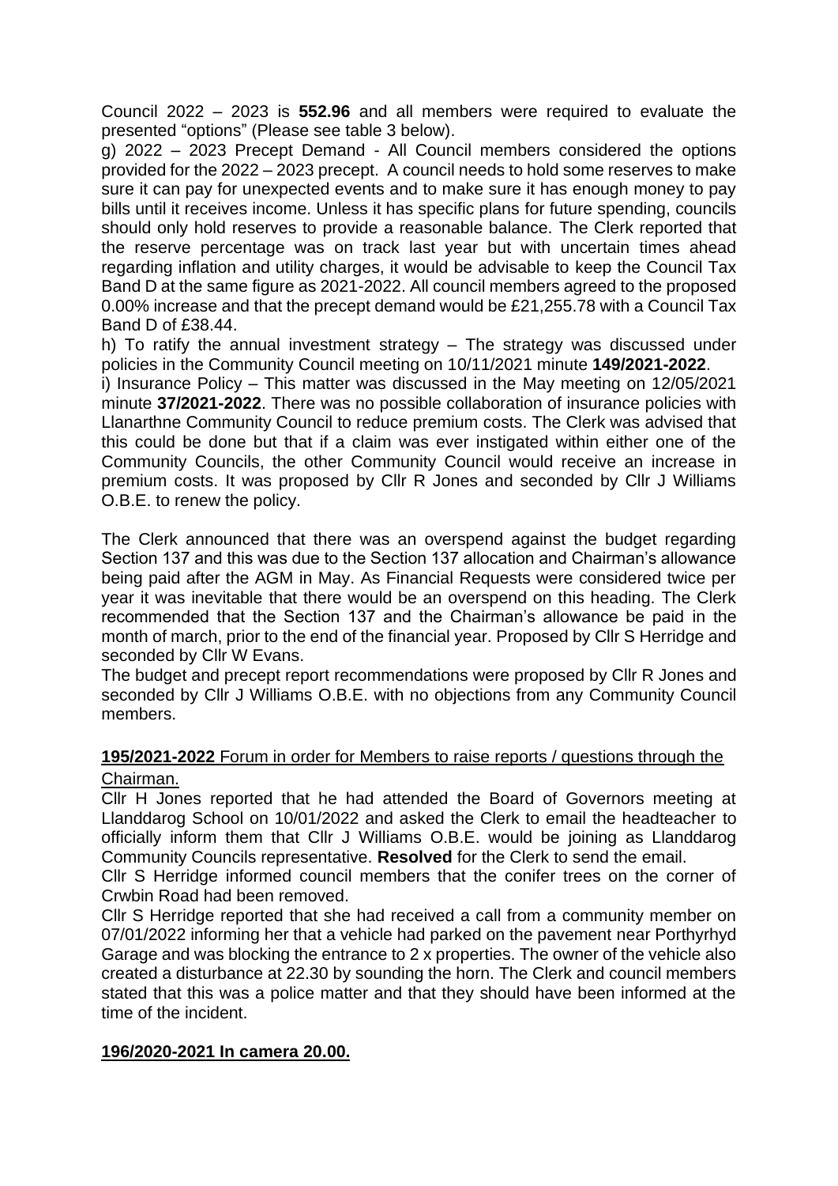Council 2022 – 2023 is **552.96** and all members were required to evaluate the presented "options" (Please see table 3 below).

g) 2022 – 2023 Precept Demand - All Council members considered the options provided for the 2022 – 2023 precept. A council needs to hold some reserves to make sure it can pay for unexpected events and to make sure it has enough money to pay bills until it receives income. Unless it has specific plans for future spending, councils should only hold reserves to provide a reasonable balance. The Clerk reported that the reserve percentage was on track last year but with uncertain times ahead regarding inflation and utility charges, it would be advisable to keep the Council Tax Band D at the same figure as 2021-2022. All council members agreed to the proposed 0.00% increase and that the precept demand would be £21,255.78 with a Council Tax Band D of £38.44.

h) To ratify the annual investment strategy – The strategy was discussed under policies in the Community Council meeting on 10/11/2021 minute **149/2021-2022**.

i) Insurance Policy – This matter was discussed in the May meeting on 12/05/2021 minute **37/2021-2022**. There was no possible collaboration of insurance policies with Llanarthne Community Council to reduce premium costs. The Clerk was advised that this could be done but that if a claim was ever instigated within either one of the Community Councils, the other Community Council would receive an increase in premium costs. It was proposed by Cllr R Jones and seconded by Cllr J Williams O.B.E. to renew the policy.

The Clerk announced that there was an overspend against the budget regarding Section 137 and this was due to the Section 137 allocation and Chairman's allowance being paid after the AGM in May. As Financial Requests were considered twice per year it was inevitable that there would be an overspend on this heading. The Clerk recommended that the Section 137 and the Chairman's allowance be paid in the month of march, prior to the end of the financial year. Proposed by Cllr S Herridge and seconded by Cllr W Evans.

The budget and precept report recommendations were proposed by Cllr R Jones and seconded by Cllr J Williams O.B.E. with no objections from any Community Council members.

**195/2021-2022** Forum in order for Members to raise reports / questions through the Chairman.

Cllr H Jones reported that he had attended the Board of Governors meeting at Llanddarog School on 10/01/2022 and asked the Clerk to email the headteacher to officially inform them that Cllr J Williams O.B.E. would be joining as Llanddarog Community Councils representative. **Resolved** for the Clerk to send the email.

Cllr S Herridge informed council members that the conifer trees on the corner of Crwbin Road had been removed.

Cllr S Herridge reported that she had received a call from a community member on 07/01/2022 informing her that a vehicle had parked on the pavement near Porthyrhyd Garage and was blocking the entrance to 2 x properties. The owner of the vehicle also created a disturbance at 22.30 by sounding the horn. The Clerk and council members stated that this was a police matter and that they should have been informed at the time of the incident.

**196/2020-2021 In camera 20.00.**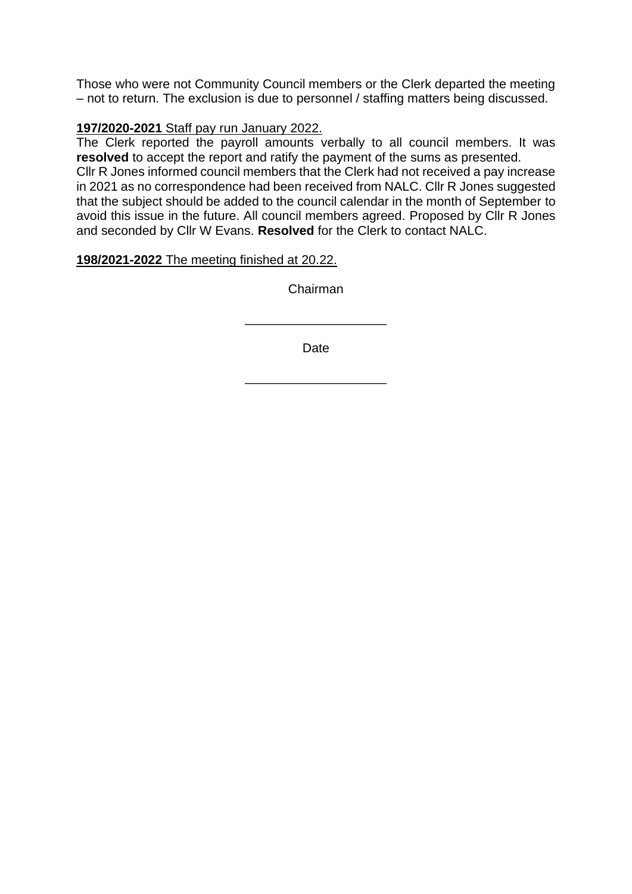Those who were not Community Council members or the Clerk departed the meeting – not to return. The exclusion is due to personnel / staffing matters being discussed.

<u>**197/2020-2021** Staff pay run January 2022.</u>

The Clerk reported the payroll amounts verbally to all council members. It was **resolved** to accept the report and ratify the payment of the sums as presented.

Cllr R Jones informed council members that the Clerk had not received a pay increase in 2021 as no correspondence had been received from NALC. Cllr R Jones suggested that the subject should be added to the council calendar in the month of September to avoid this issue in the future. All council members agreed. Proposed by Cllr R Jones and seconded by Cllr W Evans. **Resolved** for the Clerk to contact NALC.

<u>**198/2021-2022** The meeting finished at 20.22.</u>

Chairman

\_\_\_\_\_\_\_\_\_\_\_\_\_\_\_\_\_\_\_\_

Date

\_\_\_\_\_\_\_\_\_\_\_\_\_\_\_\_\_\_\_\_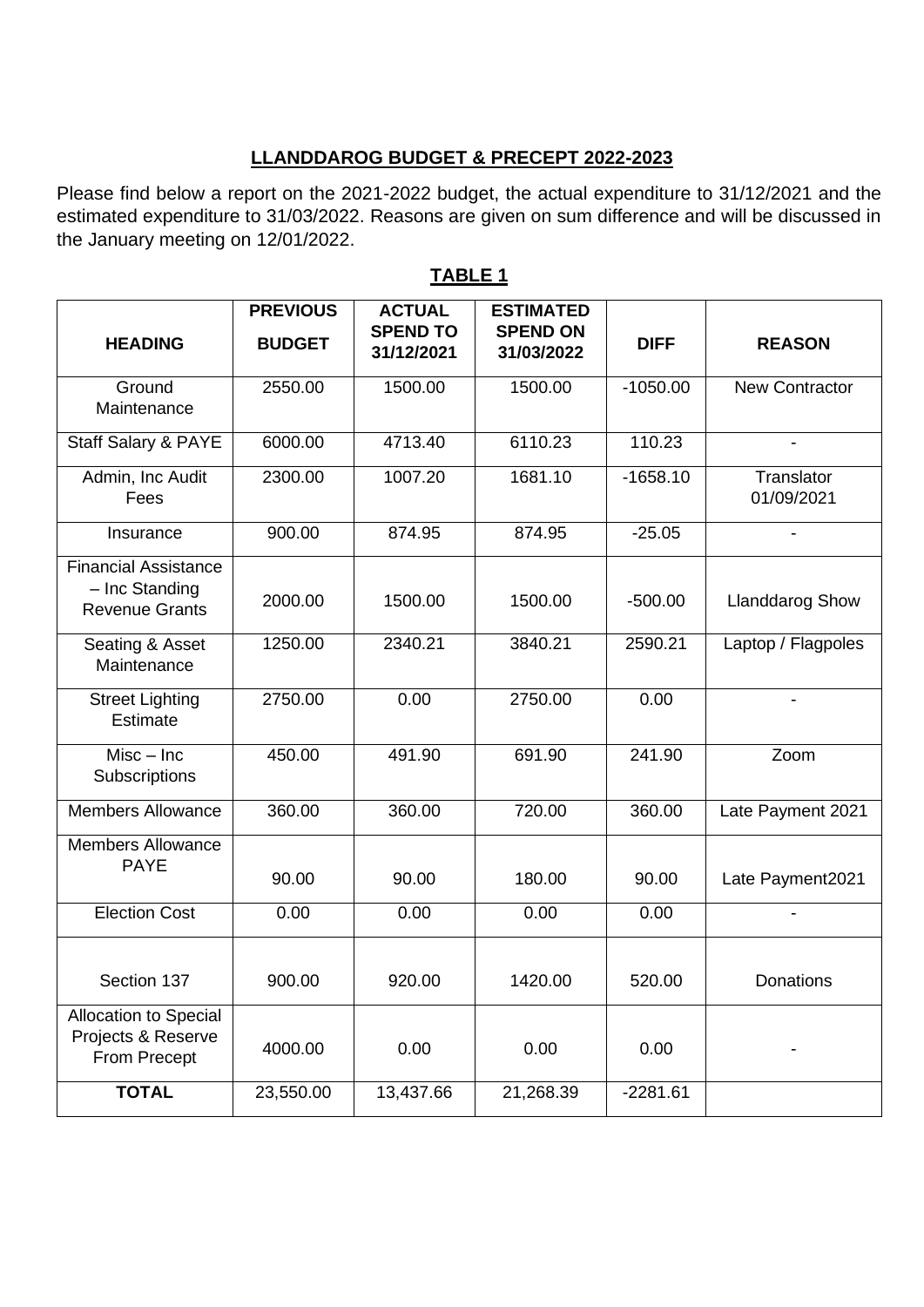**LLANDDAROG BUDGET & PRECEPT 2022-2023**

Please find below a report on the 2021-2022 budget, the actual expenditure to 31/12/2021 and the estimated expenditure to 31/03/2022. Reasons are given on sum difference and will be discussed in the January meeting on 12/01/2022.

**TABLE 1**

| HEADING | PREVIOUS BUDGET | ACTUAL SPEND TO 31/12/2021 | ESTIMATED SPEND ON 31/03/2022 | DIFF | REASON |
|---|---|---|---|---|---|
| Ground Maintenance | 2550.00 | 1500.00 | 1500.00 | -1050.00 | New Contractor |
| Staff Salary & PAYE | 6000.00 | 4713.40 | 6110.23 | 110.23 | - |
| Admin, Inc Audit Fees | 2300.00 | 1007.20 | 1681.10 | -1658.10 | Translator 01/09/2021 |
| Insurance | 900.00 | 874.95 | 874.95 | -25.05 | - |
| Financial Assistance – Inc Standing Revenue Grants | 2000.00 | 1500.00 | 1500.00 | -500.00 | Llanddarog Show |
| Seating & Asset Maintenance | 1250.00 | 2340.21 | 3840.21 | 2590.21 | Laptop / Flagpoles |
| Street Lighting Estimate | 2750.00 | 0.00 | 2750.00 | 0.00 | - |
| Misc – Inc Subscriptions | 450.00 | 491.90 | 691.90 | 241.90 | Zoom |
| Members Allowance | 360.00 | 360.00 | 720.00 | 360.00 | Late Payment 2021 |
| Members Allowance PAYE | 90.00 | 90.00 | 180.00 | 90.00 | Late Payment2021 |
| Election Cost | 0.00 | 0.00 | 0.00 | 0.00 | - |
| Section 137 | 900.00 | 920.00 | 1420.00 | 520.00 | Donations |
| Allocation to Special Projects & Reserve From Precept | 4000.00 | 0.00 | 0.00 | 0.00 | - |
| **TOTAL** | 23,550.00 | 13,437.66 | 21,268.39 | -2281.61 | |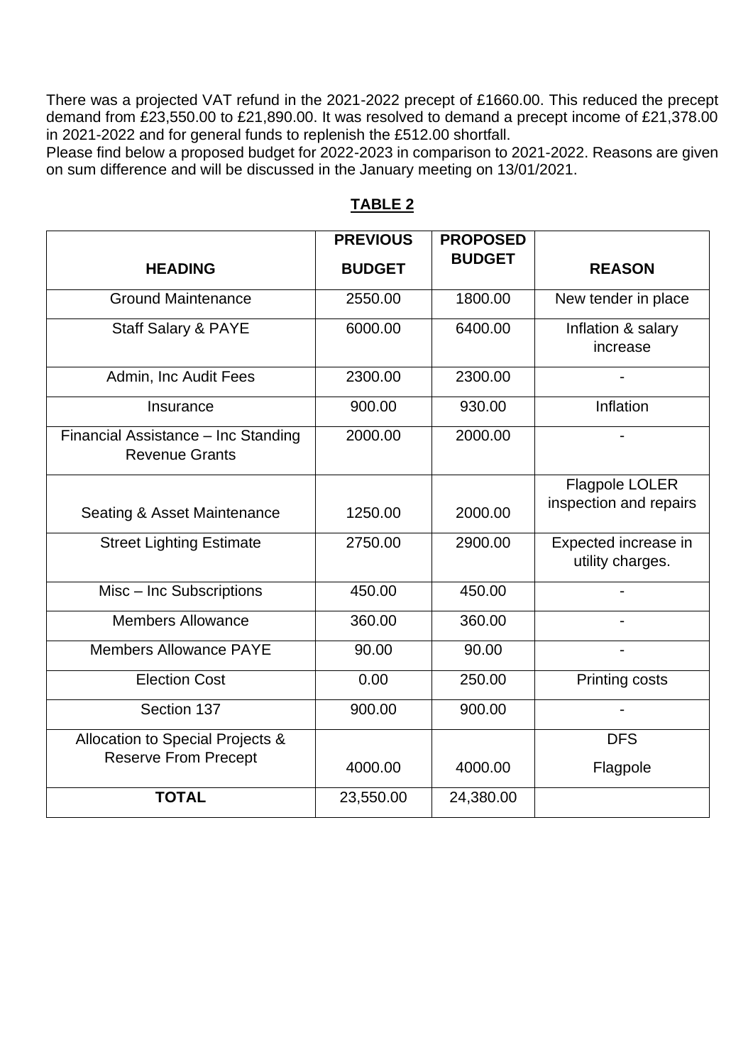There was a projected VAT refund in the 2021-2022 precept of £1660.00. This reduced the precept demand from £23,550.00 to £21,890.00. It was resolved to demand a precept income of £21,378.00 in 2021-2022 and for general funds to replenish the £512.00 shortfall.
Please find below a proposed budget for 2022-2023 in comparison to 2021-2022. Reasons are given on sum difference and will be discussed in the January meeting on 13/01/2021.

**TABLE 2**

| HEADING | PREVIOUS BUDGET | PROPOSED BUDGET | REASON |
|---|---|---|---|
| Ground Maintenance | 2550.00 | 1800.00 | New tender in place |
| Staff Salary & PAYE | 6000.00 | 6400.00 | Inflation & salary increase |
| Admin, Inc Audit Fees | 2300.00 | 2300.00 | - |
| Insurance | 900.00 | 930.00 | Inflation |
| Financial Assistance – Inc Standing Revenue Grants | 2000.00 | 2000.00 | - |
| Seating & Asset Maintenance | 1250.00 | 2000.00 | Flagpole LOLER inspection and repairs |
| Street Lighting Estimate | 2750.00 | 2900.00 | Expected increase in utility charges. |
| Misc – Inc Subscriptions | 450.00 | 450.00 | - |
| Members Allowance | 360.00 | 360.00 | - |
| Members Allowance PAYE | 90.00 | 90.00 | - |
| Election Cost | 0.00 | 250.00 | Printing costs |
| Section 137 | 900.00 | 900.00 | - |
| Allocation to Special Projects & Reserve From Precept | 4000.00 | 4000.00 | DFS Flagpole |
| **TOTAL** | 23,550.00 | 24,380.00 | |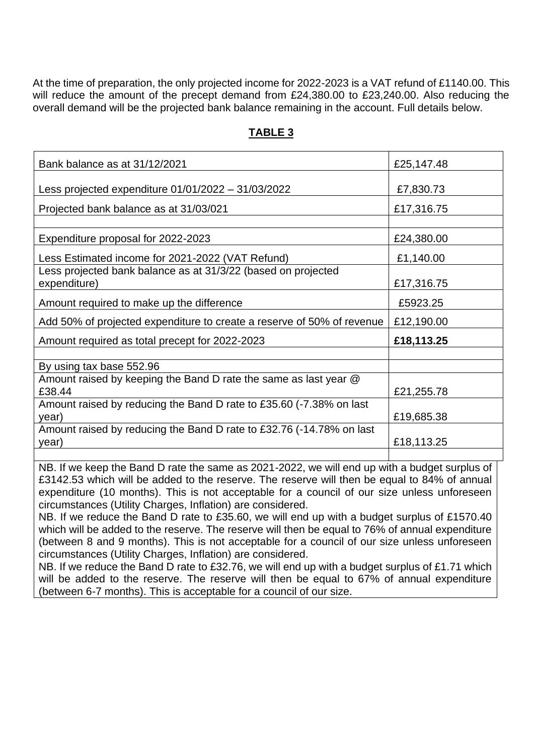At the time of preparation, the only projected income for 2022-2023 is a VAT refund of £1140.00. This will reduce the amount of the precept demand from £24,380.00 to £23,240.00. Also reducing the overall demand will be the projected bank balance remaining in the account. Full details below.

## TABLE 3

| | |
|---|---|
| Bank balance as at 31/12/2021 | £25,147.48 |
| Less projected expenditure 01/01/2022 – 31/03/2022 | £7,830.73 |
| Projected bank balance as at 31/03/021 | £17,316.75 |
| | |
| Expenditure proposal for 2022-2023 | £24,380.00 |
| Less Estimated income for 2021-2022 (VAT Refund) | £1,140.00 |
| Less projected bank balance as at 31/3/22 (based on projected expenditure) | £17,316.75 |
| Amount required to make up the difference | £5923.25 |
| Add 50% of projected expenditure to create a reserve of 50% of revenue | £12,190.00 |
| Amount required as total precept for 2022-2023 | **£18,113.25** |
| | |
| By using tax base 552.96 | |
| Amount raised by keeping the Band D rate the same as last year @ £38.44 | £21,255.78 |
| Amount raised by reducing the Band D rate to £35.60 (-7.38% on last year) | £19,685.38 |
| Amount raised by reducing the Band D rate to £32.76 (-14.78% on last year) | £18,113.25 |
| | |

NB. If we keep the Band D rate the same as 2021-2022, we will end up with a budget surplus of £3142.53 which will be added to the reserve. The reserve will then be equal to 84% of annual expenditure (10 months). This is not acceptable for a council of our size unless unforeseen circumstances (Utility Charges, Inflation) are considered.

NB. If we reduce the Band D rate to £35.60, we will end up with a budget surplus of £1570.40 which will be added to the reserve. The reserve will then be equal to 76% of annual expenditure (between 8 and 9 months). This is not acceptable for a council of our size unless unforeseen circumstances (Utility Charges, Inflation) are considered.

NB. If we reduce the Band D rate to £32.76, we will end up with a budget surplus of £1.71 which will be added to the reserve. The reserve will then be equal to 67% of annual expenditure (between 6-7 months). This is acceptable for a council of our size.